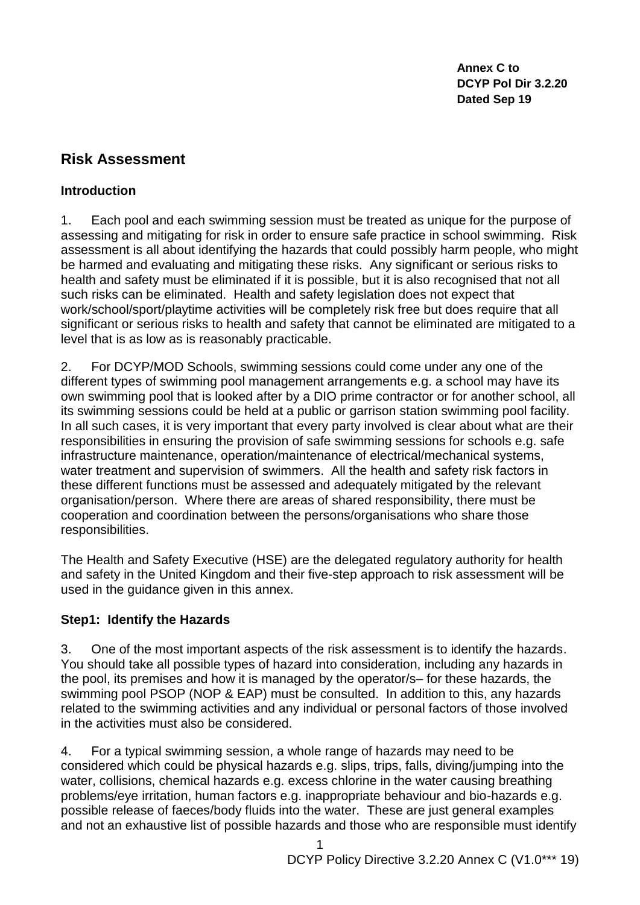**Annex C to**
**DCYP Pol Dir 3.2.20**
**Dated Sep 19**

## Risk Assessment

### Introduction

1. Each pool and each swimming session must be treated as unique for the purpose of assessing and mitigating for risk in order to ensure safe practice in school swimming. Risk assessment is all about identifying the hazards that could possibly harm people, who might be harmed and evaluating and mitigating these risks. Any significant or serious risks to health and safety must be eliminated if it is possible, but it is also recognised that not all such risks can be eliminated. Health and safety legislation does not expect that work/school/sport/playtime activities will be completely risk free but does require that all significant or serious risks to health and safety that cannot be eliminated are mitigated to a level that is as low as is reasonably practicable.

2. For DCYP/MOD Schools, swimming sessions could come under any one of the different types of swimming pool management arrangements e.g. a school may have its own swimming pool that is looked after by a DIO prime contractor or for another school, all its swimming sessions could be held at a public or garrison station swimming pool facility. In all such cases, it is very important that every party involved is clear about what are their responsibilities in ensuring the provision of safe swimming sessions for schools e.g. safe infrastructure maintenance, operation/maintenance of electrical/mechanical systems, water treatment and supervision of swimmers. All the health and safety risk factors in these different functions must be assessed and adequately mitigated by the relevant organisation/person. Where there are areas of shared responsibility, there must be cooperation and coordination between the persons/organisations who share those responsibilities.

The Health and Safety Executive (HSE) are the delegated regulatory authority for health and safety in the United Kingdom and their five-step approach to risk assessment will be used in the guidance given in this annex.

### Step1: Identify the Hazards

3. One of the most important aspects of the risk assessment is to identify the hazards. You should take all possible types of hazard into consideration, including any hazards in the pool, its premises and how it is managed by the operator/s– for these hazards, the swimming pool PSOP (NOP & EAP) must be consulted. In addition to this, any hazards related to the swimming activities and any individual or personal factors of those involved in the activities must also be considered.

4. For a typical swimming session, a whole range of hazards may need to be considered which could be physical hazards e.g. slips, trips, falls, diving/jumping into the water, collisions, chemical hazards e.g. excess chlorine in the water causing breathing problems/eye irritation, human factors e.g. inappropriate behaviour and bio-hazards e.g. possible release of faeces/body fluids into the water. These are just general examples and not an exhaustive list of possible hazards and those who are responsible must identify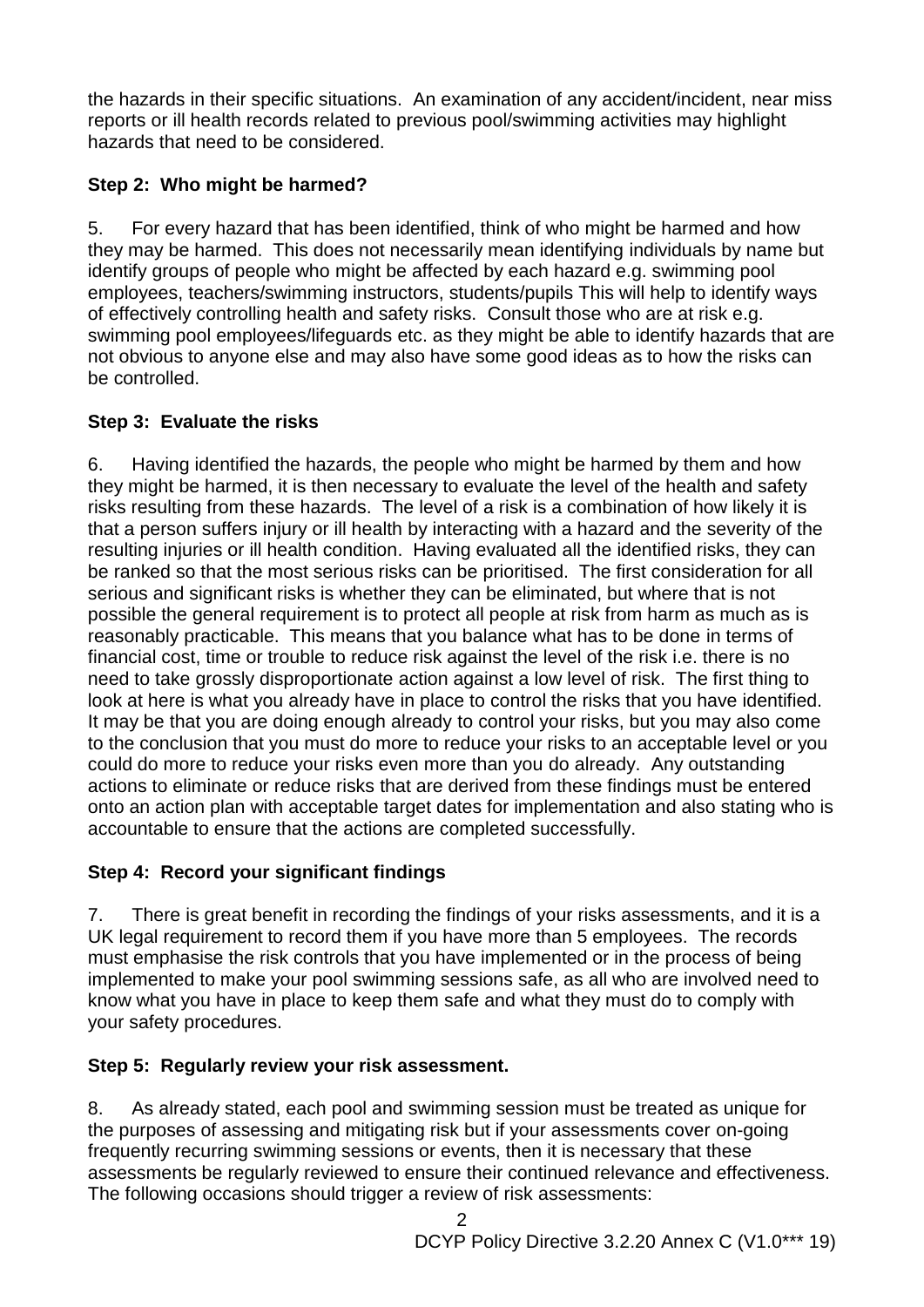the hazards in their specific situations. An examination of any accident/incident, near miss reports or ill health records related to previous pool/swimming activities may highlight hazards that need to be considered.

**Step 2: Who might be harmed?**

5. For every hazard that has been identified, think of who might be harmed and how they may be harmed. This does not necessarily mean identifying individuals by name but identify groups of people who might be affected by each hazard e.g. swimming pool employees, teachers/swimming instructors, students/pupils This will help to identify ways of effectively controlling health and safety risks. Consult those who are at risk e.g. swimming pool employees/lifeguards etc. as they might be able to identify hazards that are not obvious to anyone else and may also have some good ideas as to how the risks can be controlled.

**Step 3: Evaluate the risks**

6. Having identified the hazards, the people who might be harmed by them and how they might be harmed, it is then necessary to evaluate the level of the health and safety risks resulting from these hazards. The level of a risk is a combination of how likely it is that a person suffers injury or ill health by interacting with a hazard and the severity of the resulting injuries or ill health condition. Having evaluated all the identified risks, they can be ranked so that the most serious risks can be prioritised. The first consideration for all serious and significant risks is whether they can be eliminated, but where that is not possible the general requirement is to protect all people at risk from harm as much as is reasonably practicable. This means that you balance what has to be done in terms of financial cost, time or trouble to reduce risk against the level of the risk i.e. there is no need to take grossly disproportionate action against a low level of risk. The first thing to look at here is what you already have in place to control the risks that you have identified. It may be that you are doing enough already to control your risks, but you may also come to the conclusion that you must do more to reduce your risks to an acceptable level or you could do more to reduce your risks even more than you do already. Any outstanding actions to eliminate or reduce risks that are derived from these findings must be entered onto an action plan with acceptable target dates for implementation and also stating who is accountable to ensure that the actions are completed successfully.

**Step 4: Record your significant findings**

7. There is great benefit in recording the findings of your risks assessments, and it is a UK legal requirement to record them if you have more than 5 employees. The records must emphasise the risk controls that you have implemented or in the process of being implemented to make your pool swimming sessions safe, as all who are involved need to know what you have in place to keep them safe and what they must do to comply with your safety procedures.

**Step 5: Regularly review your risk assessment.**

8. As already stated, each pool and swimming session must be treated as unique for the purposes of assessing and mitigating risk but if your assessments cover on-going frequently recurring swimming sessions or events, then it is necessary that these assessments be regularly reviewed to ensure their continued relevance and effectiveness. The following occasions should trigger a review of risk assessments: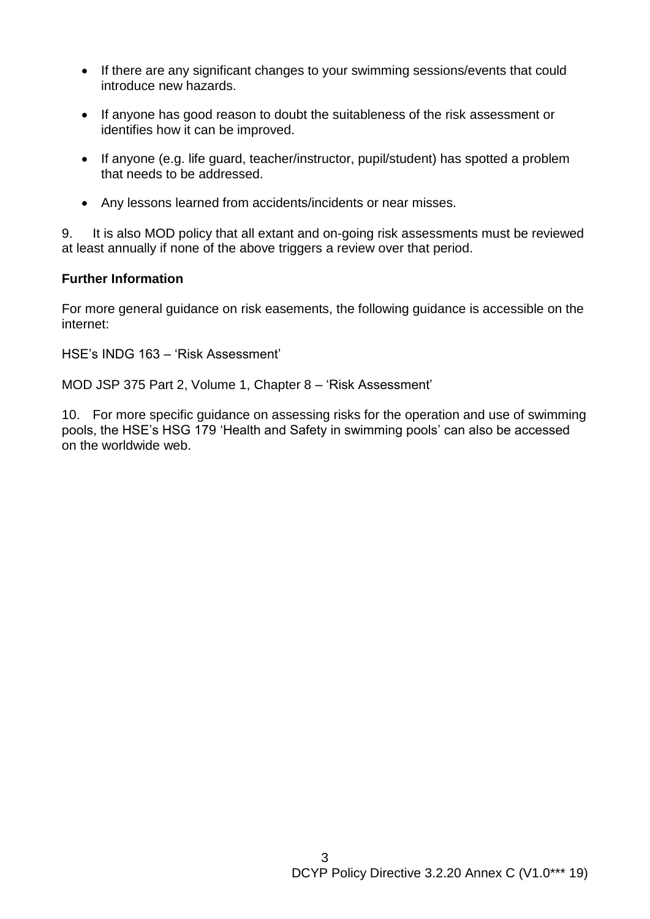- If there are any significant changes to your swimming sessions/events that could introduce new hazards.
- If anyone has good reason to doubt the suitableness of the risk assessment or identifies how it can be improved.
- If anyone (e.g. life guard, teacher/instructor, pupil/student) has spotted a problem that needs to be addressed.
- Any lessons learned from accidents/incidents or near misses.

9. It is also MOD policy that all extant and on-going risk assessments must be reviewed at least annually if none of the above triggers a review over that period.

**Further Information**

For more general guidance on risk easements, the following guidance is accessible on the internet:

HSE's INDG 163 – 'Risk Assessment'

MOD JSP 375 Part 2, Volume 1, Chapter 8 – 'Risk Assessment'

10. For more specific guidance on assessing risks for the operation and use of swimming pools, the HSE's HSG 179 'Health and Safety in swimming pools' can also be accessed on the worldwide web.